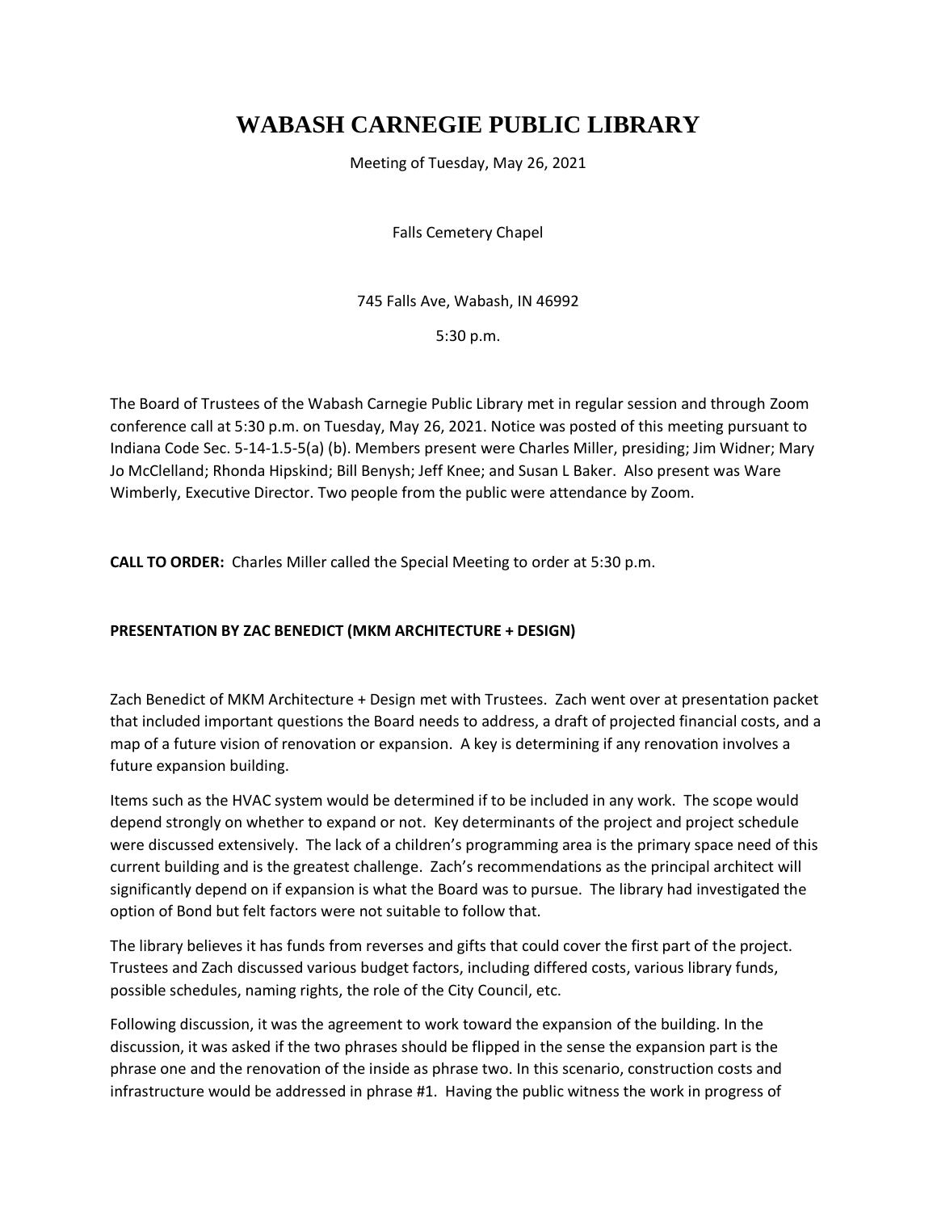# WABASH CARNEGIE PUBLIC LIBRARY

Meeting of Tuesday, May 26, 2021

Falls Cemetery Chapel

745 Falls Ave, Wabash, IN 46992

5:30 p.m.

The Board of Trustees of the Wabash Carnegie Public Library met in regular session and through Zoom conference call at 5:30 p.m. on Tuesday, May 26, 2021. Notice was posted of this meeting pursuant to Indiana Code Sec. 5-14-1.5-5(a) (b). Members present were Charles Miller, presiding; Jim Widner; Mary Jo McClelland; Rhonda Hipskind; Bill Benysh; Jeff Knee; and Susan L Baker. Also present was Ware Wimberly, Executive Director. Two people from the public were attendance by Zoom.

**CALL TO ORDER:** Charles Miller called the Special Meeting to order at 5:30 p.m.

**PRESENTATION BY ZAC BENEDICT (MKM ARCHITECTURE + DESIGN)**

Zach Benedict of MKM Architecture + Design met with Trustees. Zach went over at presentation packet that included important questions the Board needs to address, a draft of projected financial costs, and a map of a future vision of renovation or expansion. A key is determining if any renovation involves a future expansion building.

Items such as the HVAC system would be determined if to be included in any work. The scope would depend strongly on whether to expand or not. Key determinants of the project and project schedule were discussed extensively. The lack of a children's programming area is the primary space need of this current building and is the greatest challenge. Zach's recommendations as the principal architect will significantly depend on if expansion is what the Board was to pursue. The library had investigated the option of Bond but felt factors were not suitable to follow that.

The library believes it has funds from reverses and gifts that could cover the first part of the project. Trustees and Zach discussed various budget factors, including differed costs, various library funds, possible schedules, naming rights, the role of the City Council, etc.

Following discussion, it was the agreement to work toward the expansion of the building. In the discussion, it was asked if the two phrases should be flipped in the sense the expansion part is the phrase one and the renovation of the inside as phrase two. In this scenario, construction costs and infrastructure would be addressed in phrase #1. Having the public witness the work in progress of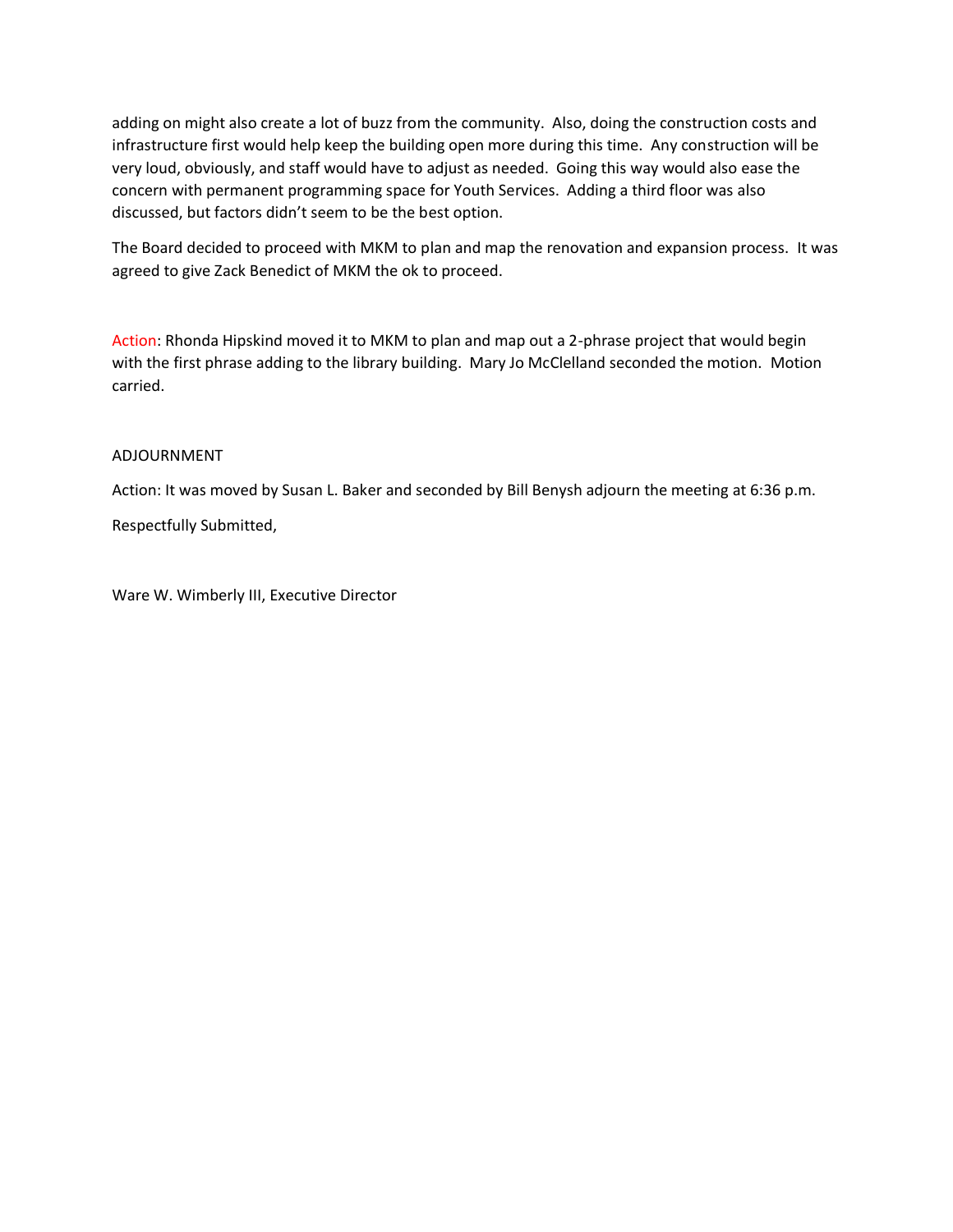adding on might also create a lot of buzz from the community. Also, doing the construction costs and infrastructure first would help keep the building open more during this time. Any construction will be very loud, obviously, and staff would have to adjust as needed. Going this way would also ease the concern with permanent programming space for Youth Services. Adding a third floor was also discussed, but factors didn't seem to be the best option.

The Board decided to proceed with MKM to plan and map the renovation and expansion process. It was agreed to give Zack Benedict of MKM the ok to proceed.

Action: Rhonda Hipskind moved it to MKM to plan and map out a 2-phrase project that would begin with the first phrase adding to the library building. Mary Jo McClelland seconded the motion. Motion carried.

ADJOURNMENT

Action: It was moved by Susan L. Baker and seconded by Bill Benysh adjourn the meeting at 6:36 p.m.

Respectfully Submitted,

Ware W. Wimberly III, Executive Director